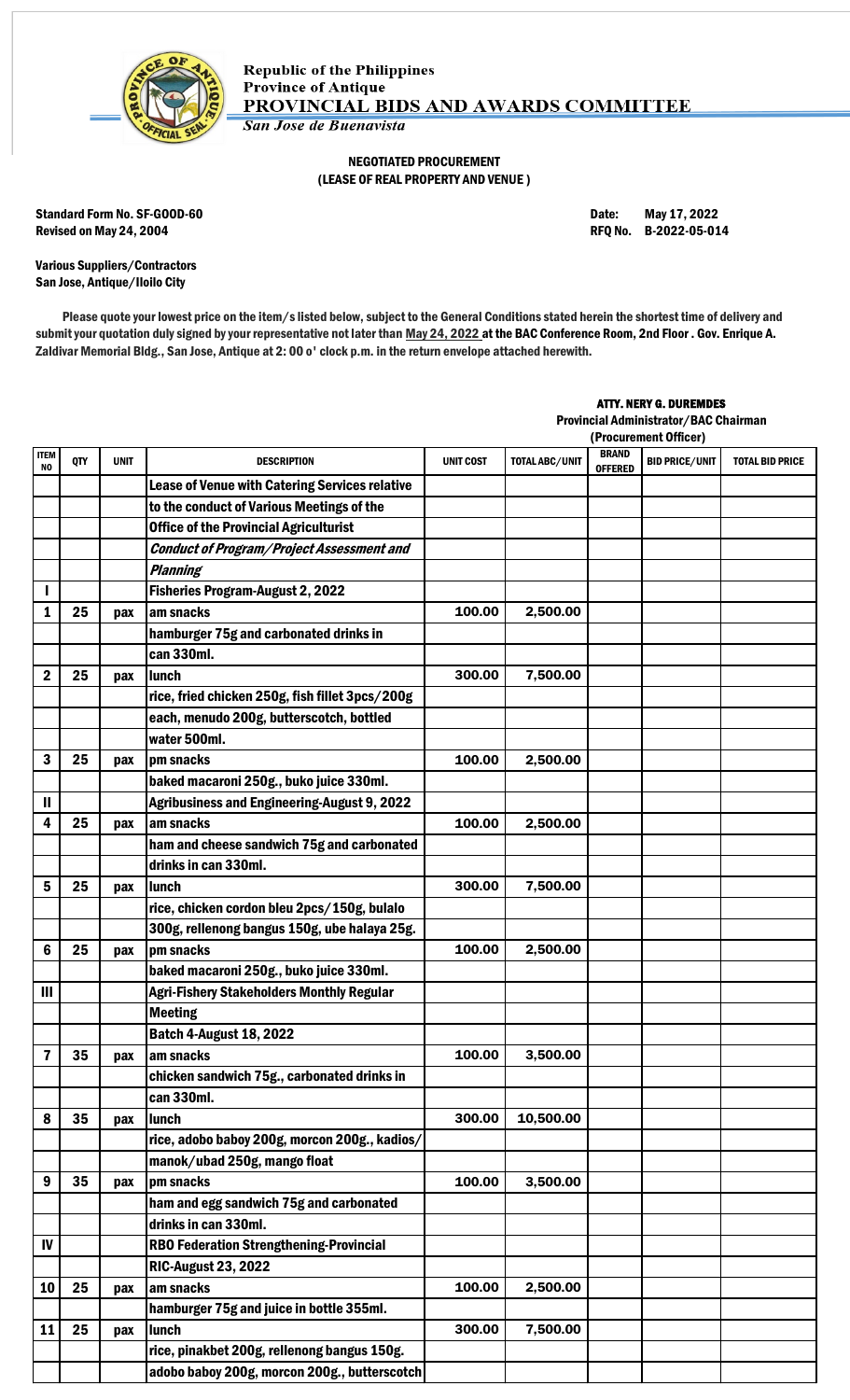Republic of the Philippines
Province of Antique
**PROVINCIAL BIDS AND AWARDS COMMITTEE**
*San Jose de Buenavista*

**NEGOTIATED PROCUREMENT**
**(LEASE OF REAL PROPERTY AND VENUE )**

Standard Form No. SF-GOOD-60
Revised on May 24, 2004

Date: May 17, 2022
RFQ No. B-2022-05-014

Various Suppliers/Contractors
San Jose, Antique/Iloilo City

Please quote your lowest price on the item/s listed below, subject to the General Conditions stated herein the shortest time of delivery and submit your quotation duly signed by your representative not later than May 24, 2022 at the BAC Conference Room, 2nd Floor . Gov. Enrique A. Zaldivar Memorial Bldg., San Jose, Antique at 2: 00 o' clock p.m. in the return envelope attached herewith.

**ATTY. NERY G. DUREMDES**
Provincial Administrator/BAC Chairman
(Procurement Officer)

| ITEM NO | QTY | UNIT | DESCRIPTION | UNIT COST | TOTAL ABC/UNIT | BRAND OFFERED | BID PRICE/UNIT | TOTAL BID PRICE |
|---|---|---|---|---|---|---|---|---|
| | | | Lease of Venue with Catering Services relative | | | | | |
| | | | to the conduct of Various Meetings of the | | | | | |
| | | | Office of the Provincial Agriculturist | | | | | |
| | | | *Conduct of Program/Project Assessment and* | | | | | |
| | | | *Planning* | | | | | |
| I | | | Fisheries Program-August 2, 2022 | | | | | |
| 1 | 25 | pax | am snacks | 100.00 | 2,500.00 | | | |
| | | | hamburger 75g and carbonated drinks in | | | | | |
| | | | can 330ml. | | | | | |
| 2 | 25 | pax | lunch | 300.00 | 7,500.00 | | | |
| | | | rice, fried chicken 250g, fish fillet 3pcs/200g | | | | | |
| | | | each, menudo 200g, butterscotch, bottled | | | | | |
| | | | water 500ml. | | | | | |
| 3 | 25 | pax | pm snacks | 100.00 | 2,500.00 | | | |
| | | | baked macaroni 250g., buko juice 330ml. | | | | | |
| II | | | Agribusiness and Engineering-August 9, 2022 | | | | | |
| 4 | 25 | pax | am snacks | 100.00 | 2,500.00 | | | |
| | | | ham and cheese sandwich 75g and carbonated | | | | | |
| | | | drinks in can 330ml. | | | | | |
| 5 | 25 | pax | lunch | 300.00 | 7,500.00 | | | |
| | | | rice, chicken cordon bleu 2pcs/150g, bulalo | | | | | |
| | | | 300g, rellenong bangus 150g, ube halaya 25g. | | | | | |
| 6 | 25 | pax | pm snacks | 100.00 | 2,500.00 | | | |
| | | | baked macaroni 250g., buko juice 330ml. | | | | | |
| III | | | Agri-Fishery Stakeholders Monthly Regular | | | | | |
| | | | Meeting | | | | | |
| | | | Batch 4-August 18, 2022 | | | | | |
| 7 | 35 | pax | am snacks | 100.00 | 3,500.00 | | | |
| | | | chicken sandwich 75g., carbonated drinks in | | | | | |
| | | | can 330ml. | | | | | |
| 8 | 35 | pax | lunch | 300.00 | 10,500.00 | | | |
| | | | rice, adobo baboy 200g, morcon 200g., kadios/ | | | | | |
| | | | manok/ubad 250g, mango float | | | | | |
| 9 | 35 | pax | pm snacks | 100.00 | 3,500.00 | | | |
| | | | ham and egg sandwich 75g and carbonated | | | | | |
| | | | drinks in can 330ml. | | | | | |
| IV | | | RBO Federation Strengthening-Provincial | | | | | |
| | | | RIC-August 23, 2022 | | | | | |
| 10 | 25 | pax | am snacks | 100.00 | 2,500.00 | | | |
| | | | hamburger 75g and juice in bottle 355ml. | | | | | |
| 11 | 25 | pax | lunch | 300.00 | 7,500.00 | | | |
| | | | rice, pinakbet 200g, rellenong bangus 150g. | | | | | |
| | | | adobo baboy 200g, morcon 200g., butterscotch | | | | | |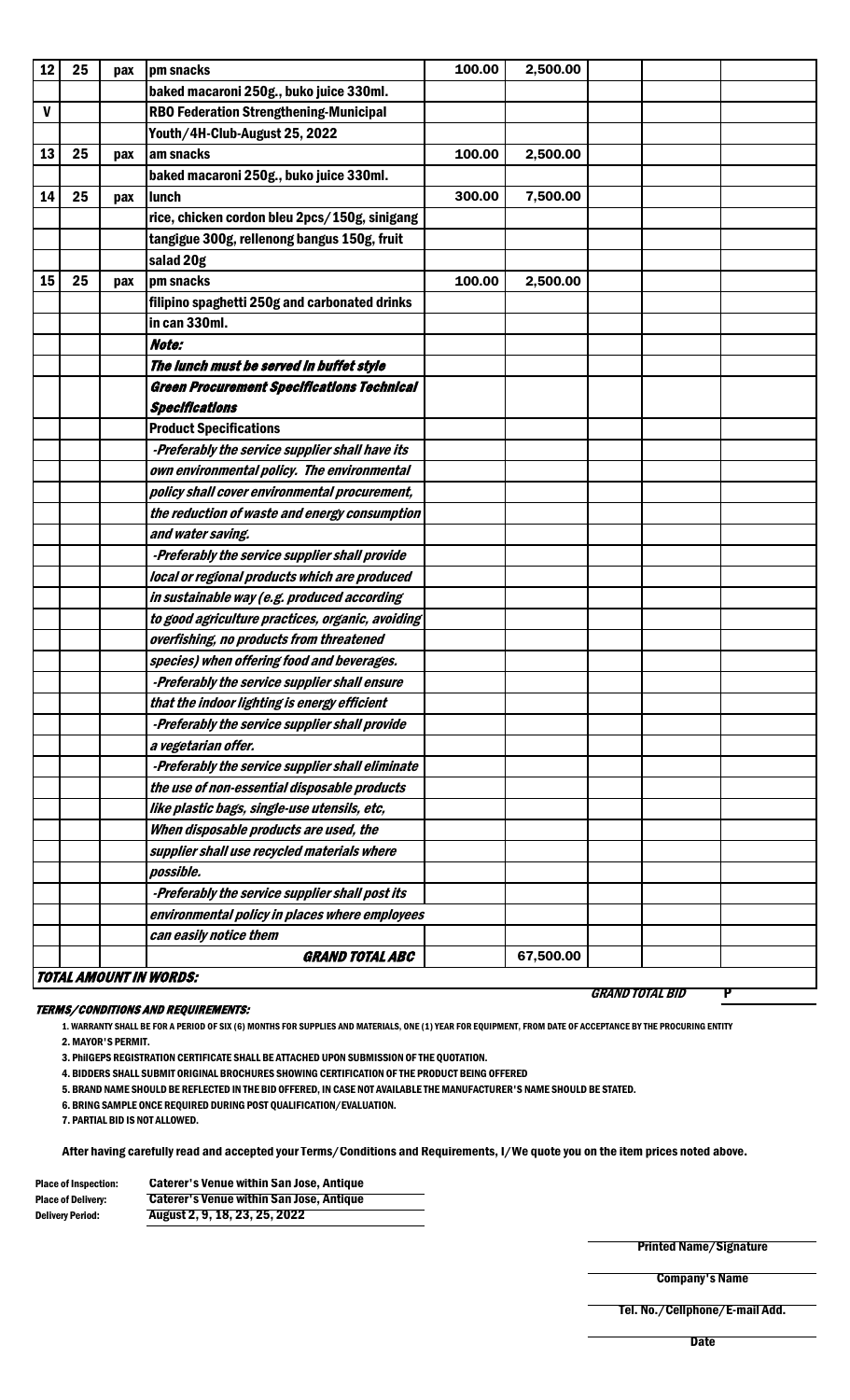| | | | | | | | | |
|---|---|---|---|---|---|---|---|---|
| 12 | 25 | pax | pm snacks | 100.00 | 2,500.00 | | | |
| | | | baked macaroni 250g., buko juice 330ml. | | | | | |
| V | | | RBO Federation Strengthening-Municipal | | | | | |
| | | | Youth/4H-Club-August 25, 2022 | | | | | |
| 13 | 25 | pax | am snacks | 100.00 | 2,500.00 | | | |
| | | | baked macaroni 250g., buko juice 330ml. | | | | | |
| 14 | 25 | pax | lunch | 300.00 | 7,500.00 | | | |
| | | | rice, chicken cordon bleu 2pcs/150g, sinigang | | | | | |
| | | | tangigue 300g, rellenong bangus 150g, fruit | | | | | |
| | | | salad 20g | | | | | |
| 15 | 25 | pax | pm snacks | 100.00 | 2,500.00 | | | |
| | | | filipino spaghetti 250g and carbonated drinks | | | | | |
| | | | in can 330ml. | | | | | |
| | | | ***Note:*** | | | | | |
| | | | ***The lunch must be served in buffet style*** | | | | | |
| | | | ***Green Procurement Specifications Technical*** | | | | | |
| | | | ***Specifications*** | | | | | |
| | | | **Product Specifications** | | | | | |
| | | | *-Preferably the service supplier shall have its* | | | | | |
| | | | *own environmental policy. The environmental* | | | | | |
| | | | *policy shall cover environmental procurement,* | | | | | |
| | | | *the reduction of waste and energy consumption* | | | | | |
| | | | *and water saving.* | | | | | |
| | | | *-Preferably the service supplier shall provide* | | | | | |
| | | | *local or regional products which are produced* | | | | | |
| | | | *in sustainable way (e.g. produced according* | | | | | |
| | | | *to good agriculture practices, organic, avoiding* | | | | | |
| | | | *overfishing, no products from threatened* | | | | | |
| | | | *species) when offering food and beverages.* | | | | | |
| | | | *-Preferably the service supplier shall ensure* | | | | | |
| | | | *that the indoor lighting is energy efficient* | | | | | |
| | | | *-Preferably the service supplier shall provide* | | | | | |
| | | | *a vegetarian offer.* | | | | | |
| | | | *-Preferably the service supplier shall eliminate* | | | | | |
| | | | *the use of non-essential disposable products* | | | | | |
| | | | *like plastic bags, single-use utensils, etc,* | | | | | |
| | | | *When disposable products are used, the* | | | | | |
| | | | *supplier shall use recycled materials where* | | | | | |
| | | | *possible.* | | | | | |
| | | | *-Preferably the service supplier shall post its* | | | | | |
| | | | *environmental policy in places where employees* | | | | | |
| | | | *can easily notice them* | | | | | |
| | | | ***GRAND TOTAL ABC*** | | 67,500.00 | | | |
| ***TOTAL AMOUNT IN WORDS:*** | | | | | | | | |

***GRAND TOTAL BID*** **P**

***TERMS/CONDITIONS AND REQUIREMENTS:***

1. WARRANTY SHALL BE FOR A PERIOD OF SIX (6) MONTHS FOR SUPPLIES AND MATERIALS, ONE (1) YEAR FOR EQUIPMENT, FROM DATE OF ACCEPTANCE BY THE PROCURING ENTITY
2. MAYOR'S PERMIT.
3. PhilGEPS REGISTRATION CERTIFICATE SHALL BE ATTACHED UPON SUBMISSION OF THE QUOTATION.
4. BIDDERS SHALL SUBMIT ORIGINAL BROCHURES SHOWING CERTIFICATION OF THE PRODUCT BEING OFFERED
5. BRAND NAME SHOULD BE REFLECTED IN THE BID OFFERED, IN CASE NOT AVAILABLE THE MANUFACTURER'S NAME SHOULD BE STATED.
6. BRING SAMPLE ONCE REQUIRED DURING POST QUALIFICATION/EVALUATION.
7. PARTIAL BID IS NOT ALLOWED.

After having carefully read and accepted your Terms/Conditions and Requirements, I/We quote you on the item prices noted above.

Place of Inspection: Caterer's Venue within San Jose, Antique
Place of Delivery: Caterer's Venue within San Jose, Antique
Delivery Period: August 2, 9, 18, 23, 25, 2022

Printed Name/Signature

Company's Name

Tel. No./Cellphone/E-mail Add.

Date